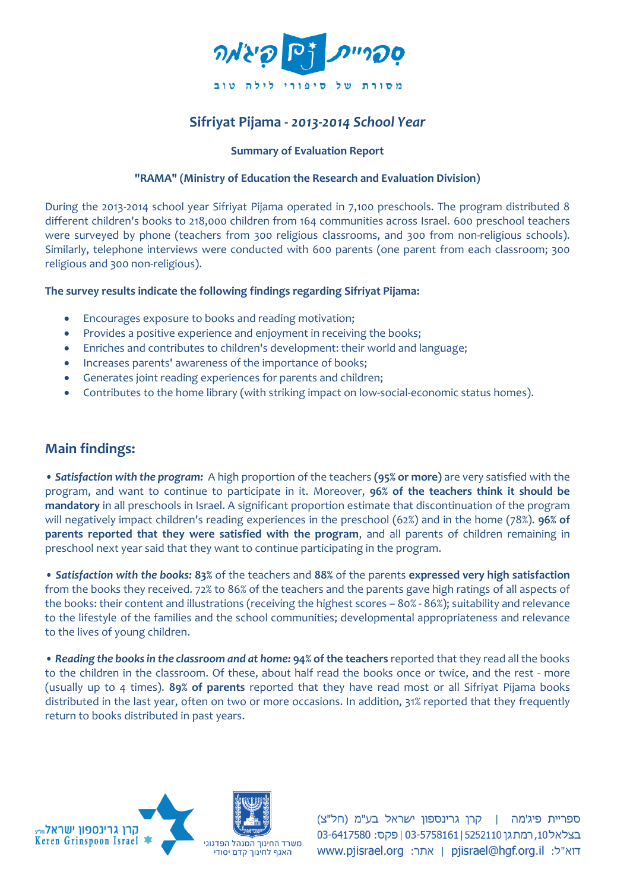ספריית פיג'מה

מסורת של סיפורי לילה טוב

## Sifriyat Pijama - *2013-2014 School Year*

**Summary of Evaluation Report**

**"RAMA" (Ministry of Education the Research and Evaluation Division)**

During the 2013-2014 school year Sifriyat Pijama operated in 7,100 preschools. The program distributed 8 different children's books to 218,000 children from 164 communities across Israel. 600 preschool teachers were surveyed by phone (teachers from 300 religious classrooms, and 300 from non-religious schools). Similarly, telephone interviews were conducted with 600 parents (one parent from each classroom; 300 religious and 300 non-religious).

**The survey results indicate the following findings regarding Sifriyat Pijama:**

- Encourages exposure to books and reading motivation;
- Provides a positive experience and enjoyment in receiving the books;
- Enriches and contributes to children's development: their world and language;
- Increases parents' awareness of the importance of books;
- Generates joint reading experiences for parents and children;
- Contributes to the home library (with striking impact on low-social-economic status homes).

## Main findings:

**• *Satisfaction with the program:*** A high proportion of the teachers **(95% or more)** are very satisfied with the program, and want to continue to participate in it. Moreover, **96% of the teachers think it should be mandatory** in all preschools in Israel. A significant proportion estimate that discontinuation of the program will negatively impact children's reading experiences in the preschool (62%) and in the home (78%). **96% of parents reported that they were satisfied with the program**, and all parents of children remaining in preschool next year said that they want to continue participating in the program.

**• *Satisfaction with the books:*** **83%** of the teachers and **88%** of the parents **expressed very high satisfaction** from the books they received. 72% to 86% of the teachers and the parents gave high ratings of all aspects of the books: their content and illustrations (receiving the highest scores – 80% - 86%); suitability and relevance to the lifestyle of the families and the school communities; developmental appropriateness and relevance to the lives of young children.

**• *Reading the books in the classroom and at home:*** **94% of the teachers** reported that they read all the books to the children in the classroom. Of these, about half read the books once or twice, and the rest - more (usually up to 4 times). **89% of parents** reported that they have read most or all Sifriyat Pijama books distributed in the last year, often on two or more occasions. In addition, 31% reported that they frequently return to books distributed in past years.

קרן גרינספון ישראל חל"צ
Keren Grinspoon Israel

משרד החינוך המנהל הפדגוגי
האגף לחינוך קדם יסודי

ספריית פיג'מה | קרן גרינספון ישראל בע"מ (חל"צ)
בצלאל 10, רמתגן 5252110 | 03-5758161 | פקס: 03-6417580
דוא"ל: pjisrael@hgf.org.il | אתר: www.pjisrael.org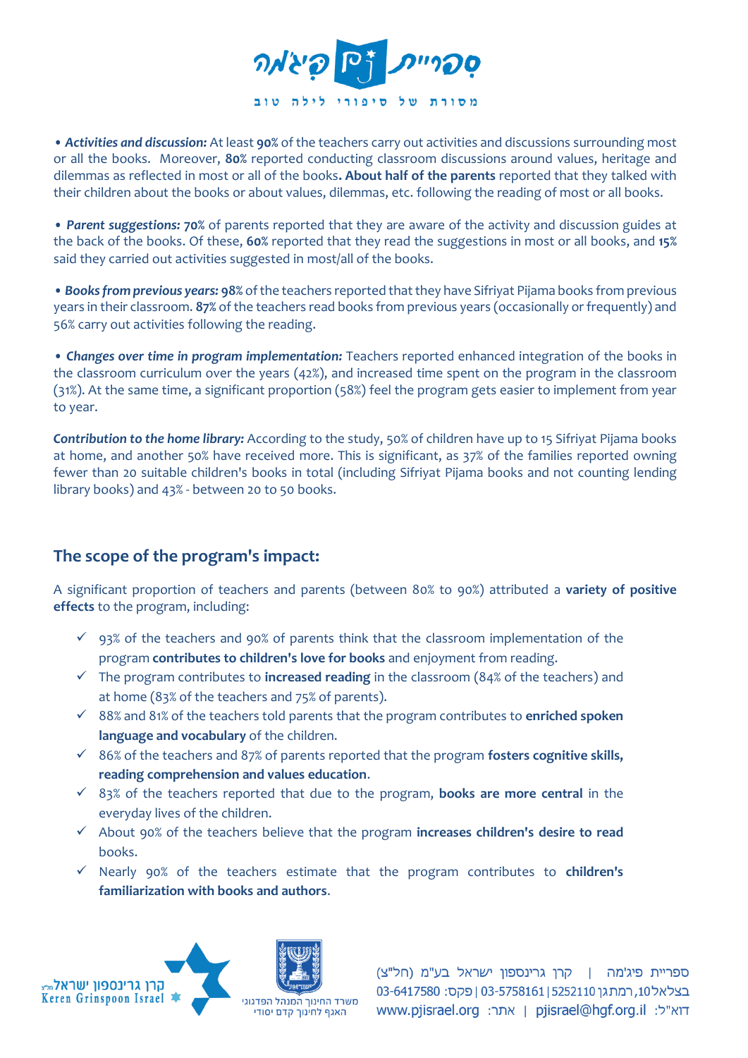ספריית פיג'מה

מסורת של סיפורי לילה טוב

• ***Activities and discussion:*** At least **90%** of the teachers carry out activities and discussions surrounding most or all the books. Moreover, **80%** reported conducting classroom discussions around values, heritage and dilemmas as reflected in most or all of the books**. About half of the parents** reported that they talked with their children about the books or about values, dilemmas, etc. following the reading of most or all books.

• ***Parent suggestions:*** **70%** of parents reported that they are aware of the activity and discussion guides at the back of the books. Of these, **60%** reported that they read the suggestions in most or all books, and **15%** said they carried out activities suggested in most/all of the books.

• ***Books from previous years:*** **98%** of the teachers reported that they have Sifriyat Pijama books from previous years in their classroom. **87%** of the teachers read books from previous years (occasionally or frequently) and 56% carry out activities following the reading.

• ***Changes over time in program implementation:*** Teachers reported enhanced integration of the books in the classroom curriculum over the years (42%), and increased time spent on the program in the classroom (31%). At the same time, a significant proportion (58%) feel the program gets easier to implement from year to year.

***Contribution to the home library:*** According to the study, 50% of children have up to 15 Sifriyat Pijama books at home, and another 50% have received more. This is significant, as 37% of the families reported owning fewer than 20 suitable children's books in total (including Sifriyat Pijama books and not counting lending library books) and 43% - between 20 to 50 books.

## The scope of the program's impact:

A significant proportion of teachers and parents (between 80% to 90%) attributed a **variety of positive effects** to the program, including:

- ✓ 93% of the teachers and 90% of parents think that the classroom implementation of the program **contributes to children's love for books** and enjoyment from reading.
- ✓ The program contributes to **increased reading** in the classroom (84% of the teachers) and at home (83% of the teachers and 75% of parents).
- ✓ 88% and 81% of the teachers told parents that the program contributes to **enriched spoken language and vocabulary** of the children.
- ✓ 86% of the teachers and 87% of parents reported that the program **fosters cognitive skills, reading comprehension and values education**.
- ✓ 83% of the teachers reported that due to the program, **books are more central** in the everyday lives of the children.
- ✓ About 90% of the teachers believe that the program **increases children's desire to read** books.
- ✓ Nearly 90% of the teachers estimate that the program contributes to **children's familiarization with books and authors**.

קרן גרינספון ישראל חל"צ
Keren Grinspoon Israel

משרד החינוך המנהל הפדגוגי
האגף לחינוך קדם יסודי

ספריית פיג'מה | קרן גרינספון ישראל בע"מ (חל"צ)
בצלאל10, רמתגן 5252110 | 03-5758161 | פקס: 03-6417580
דוא"ל: pjisrael@hgf.org.il | אתר: www.pjisrael.org